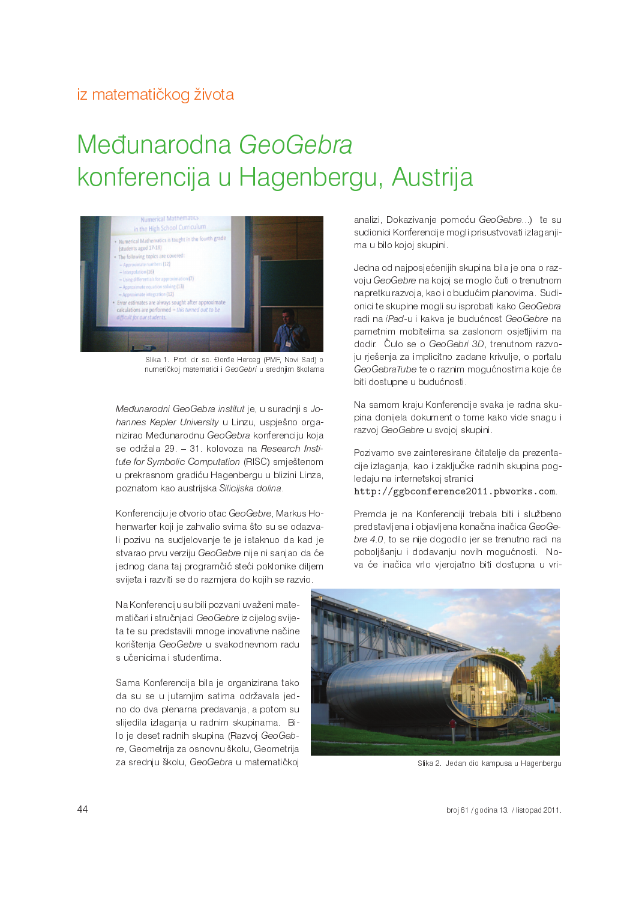iz matematičkog života

# Međunarodna *GeoGebra* konferencija u Hagenbergu, Austrija

Slika 1. Prof. dr. sc. Đorđe Herceg (PMF, Novi Sad) o numeričkoj matematici i *GeoGebri* u srednjim školama

*Međunarodni GeoGebra institut* je, u suradnji s *Johannes Kepler University* u Linzu, uspješno organizirao Međunarodnu *GeoGebra* konferenciju koja se održala 29. – 31. kolovoza na *Research Institute for Symbolic Computation* (RISC) smještenom u prekrasnom gradiću Hagenbergu u blizini Linza, poznatom kao austrijska *Silicijska dolina*.

Konferenciju je otvorio otac *GeoGebre*, Markus Hohenwarter koji je zahvalio svima što su se odazvali pozivu na sudjelovanje te je istaknuo da kad je stvarao prvu verziju *GeoGebre* nije ni sanjao da će jednog dana taj programčić steći poklonike diljem svijeta i razviti se do razmjera do kojih se razvio.

Na Konferenciju su bili pozvani uvaženi matematičari i stručnjaci *GeoGebre* iz cijelog svijeta te su predstavili mnoge inovativne načine korištenja *GeoGebre* u svakodnevnom radu s učenicima i studentima.

Sama Konferencija bila je organizirana tako da su se u jutarnjim satima održavala jedno do dva plenarna predavanja, a potom su slijedila izlaganja u radnim skupinama. Bilo je deset radnih skupina (Razvoj *GeoGebre*, Geometrija za osnovnu školu, Geometrija za srednju školu, *GeoGebra* u matematičkoj analizi, Dokazivanje pomoću *GeoGebre*...) te su sudionici Konferencije mogli prisustvovati izlaganjima u bilo kojoj skupini.

Jedna od najposjećenijih skupina bila je ona o razvoju *GeoGebre* na kojoj se moglo čuti o trenutnom napretku razvoja, kao i o budućim planovima. Sudionici te skupine mogli su isprobati kako *GeoGebra* radi na *iPad*-u i kakva je budućnost *GeoGebre* na pametnim mobitelima sa zaslonom osjetljivim na dodir. Čulo se o *GeoGebri 3D*, trenutnom razvoju rješenja za implicitno zadane krivulje, o portalu *GeoGebraTube* te o raznim mogućnostima koje će biti dostupne u budućnosti.

Na samom kraju Konferencije svaka je radna skupina donijela dokument o tome kako vide snagu i razvoj *GeoGebre* u svojoj skupini.

Pozivamo sve zainteresirane čitatelje da prezentacije izlaganja, kao i zaključke radnih skupina pogledaju na internetskoj stranici `http://ggbconference2011.pbworks.com`.

Premda je na Konferenciji trebala biti i službeno predstavljena i objavljena konačna inačica *GeoGebre 4.0*, to se nije dogodilo jer se trenutno radi na poboljšanju i dodavanju novih mogućnosti. Nova će inačica vrlo vjerojatno biti dostupna u vri-

Slika 2. Jedan dio kampusa u Hagenbergu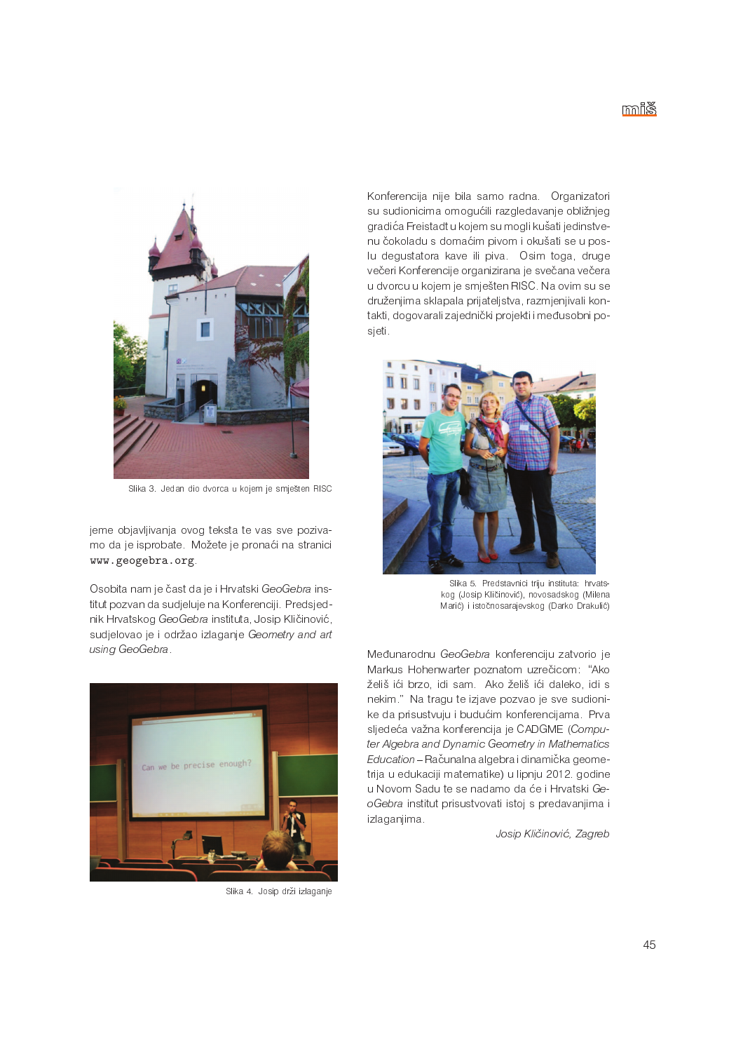Slika 3. Jedan dio dvorca u kojem je smješten RISC

jeme objavljivanja ovog teksta te vas sve pozivamo da je isprobate. Možete je pronaći na stranici `www.geogebra.org`.

Osobita nam je čast da je i Hrvatski *GeoGebra* institut pozvan da sudjeluje na Konferenciji. Predsjednik Hrvatskog *GeoGebra* instituta, Josip Kličinović, sudjelovao je i održao izlaganje *Geometry and art using GeoGebra*.

Slika 4. Josip drži izlaganje

Konferencija nije bila samo radna. Organizatori su sudionicima omogućili razgledavanje obližnjeg gradića Freistadt u kojem su mogli kušati jedinstvenu čokoladu s domaćim pivom i okušati se u poslu degustatora kave ili piva. Osim toga, druge večeri Konferencije organizirana je svečana večera u dvorcu u kojem je smješten RISC. Na ovim su se druženjima sklapala prijateljstva, razmjenjivali kontakti, dogovarali zajednički projekti i međusobni posjeti.

Slika 5. Predstavnici triju instituta: hrvatskog (Josip Kličinović), novosadskog (Milena Marić) i istočnosarajevskog (Darko Drakulić)

Međunarodnu *GeoGebra* konferenciju zatvorio je Markus Hohenwarter poznatom uzrečicom: "Ako želiš ići brzo, idi sam. Ako želiš ići daleko, idi s nekim." Na tragu te izjave pozvao je sve sudionike da prisustvuju i budućim konferencijama. Prva sljedeća važna konferencija je CADGME (*Computer Algebra and Dynamic Geometry in Mathematics Education* – Računalna algebra i dinamička geometrija u edukaciji matematike) u lipnju 2012. godine u Novom Sadu te se nadamo da će i Hrvatski *GeoGebra* institut prisustvovati istoj s predavanjima i izlaganjima.

*Josip Kličinović, Zagreb*